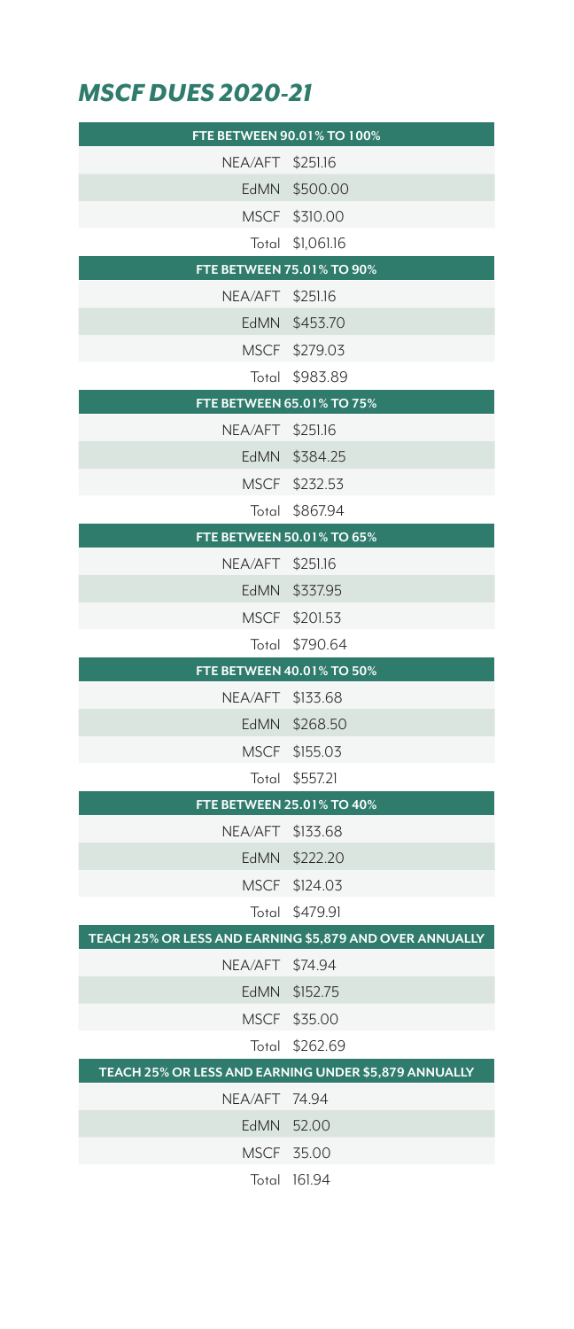## *MSCF DUES 2020-21*

| FTE BETWEEN 90.01% TO 100% | |
|---|---|
| NEA/AFT | $251.16 |
| EdMN | $500.00 |
| MSCF | $310.00 |
| Total | $1,061.16 |
| **FTE BETWEEN 75.01% TO 90%** | |
| NEA/AFT | $251.16 |
| EdMN | $453.70 |
| MSCF | $279.03 |
| Total | $983.89 |
| **FTE BETWEEN 65.01% TO 75%** | |
| NEA/AFT | $251.16 |
| EdMN | $384.25 |
| MSCF | $232.53 |
| Total | $867.94 |
| **FTE BETWEEN 50.01% TO 65%** | |
| NEA/AFT | $251.16 |
| EdMN | $337.95 |
| MSCF | $201.53 |
| Total | $790.64 |
| **FTE BETWEEN 40.01% TO 50%** | |
| NEA/AFT | $133.68 |
| EdMN | $268.50 |
| MSCF | $155.03 |
| Total | $557.21 |
| **FTE BETWEEN 25.01% TO 40%** | |
| NEA/AFT | $133.68 |
| EdMN | $222.20 |
| MSCF | $124.03 |
| Total | $479.91 |
| **TEACH 25% OR LESS AND EARNING $5,879 AND OVER ANNUALLY** | |
| NEA/AFT | $74.94 |
| EdMN | $152.75 |
| MSCF | $35.00 |
| Total | $262.69 |
| **TEACH 25% OR LESS AND EARNING UNDER $5,879 ANNUALLY** | |
| NEA/AFT | 74.94 |
| EdMN | 52.00 |
| MSCF | 35.00 |
| Total | 161.94 |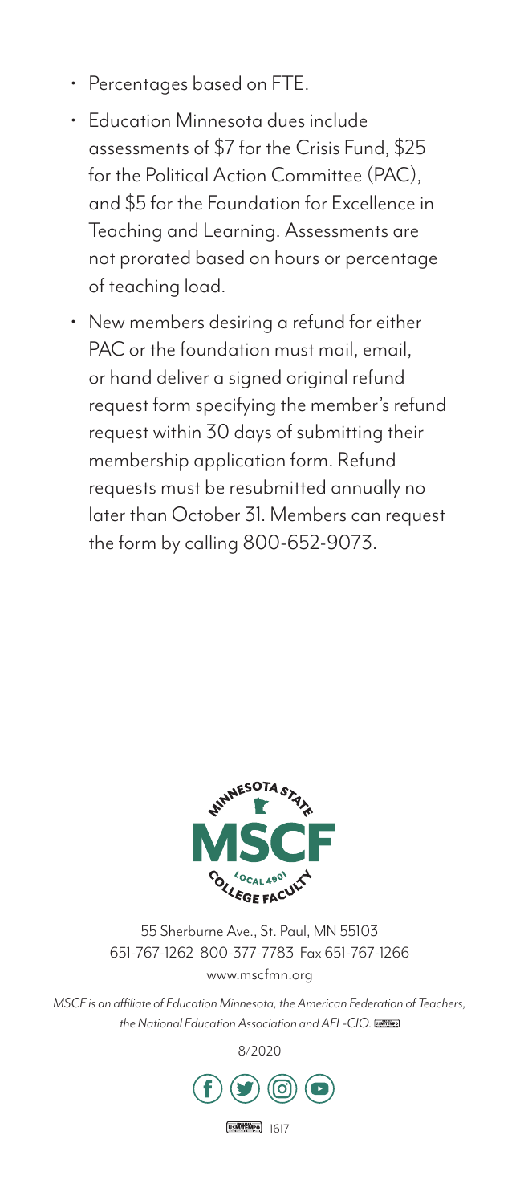- Percentages based on FTE.
- Education Minnesota dues include assessments of $7 for the Crisis Fund, $25 for the Political Action Committee (PAC), and $5 for the Foundation for Excellence in Teaching and Learning. Assessments are not prorated based on hours or percentage of teaching load.
- New members desiring a refund for either PAC or the foundation must mail, email, or hand deliver a signed original refund request form specifying the member's refund request within 30 days of submitting their membership application form. Refund requests must be resubmitted annually no later than October 31. Members can request the form by calling 800-652-9073.

MINNESOTA STATE MSCF COLLEGE FACULTY LOCAL 4901

55 Sherburne Ave., St. Paul, MN 55103
651-767-1262 800-377-7783 Fax 651-767-1266
www.mscfmn.org

*MSCF is an affiliate of Education Minnesota, the American Federation of Teachers, the National Education Association and AFL-CIO.*

8/2020

1617